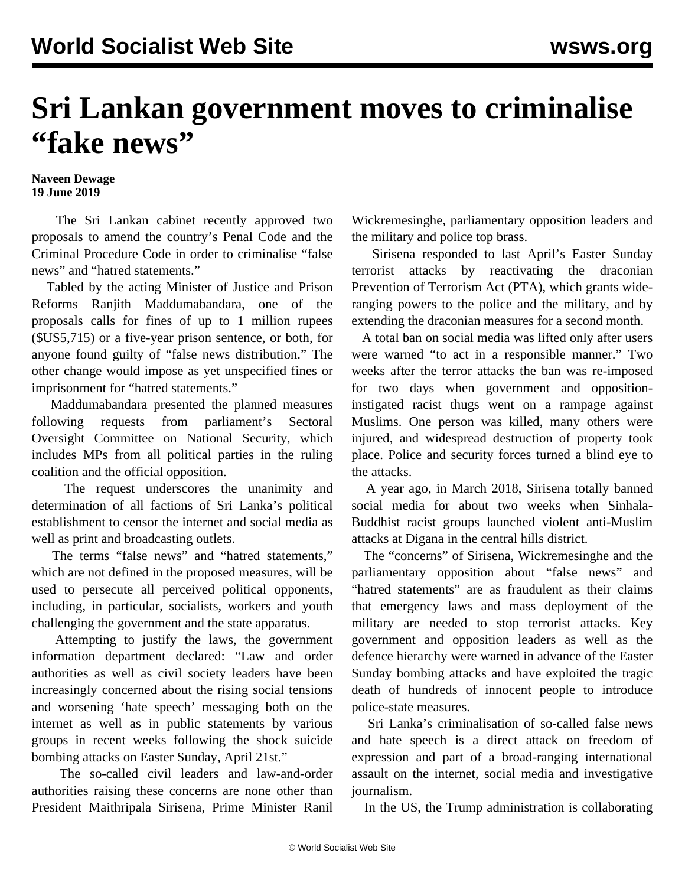# Sri Lankan government moves to criminalise "fake news"

**Naveen Dewage**
**19 June 2019**

The Sri Lankan cabinet recently approved two proposals to amend the country's Penal Code and the Criminal Procedure Code in order to criminalise "false news" and "hatred statements."

Tabled by the acting Minister of Justice and Prison Reforms Ranjith Maddumabandara, one of the proposals calls for fines of up to 1 million rupees ($US5,715) or a five-year prison sentence, or both, for anyone found guilty of "false news distribution." The other change would impose as yet unspecified fines or imprisonment for "hatred statements."

Maddumabandara presented the planned measures following requests from parliament's Sectoral Oversight Committee on National Security, which includes MPs from all political parties in the ruling coalition and the official opposition.

The request underscores the unanimity and determination of all factions of Sri Lanka's political establishment to censor the internet and social media as well as print and broadcasting outlets.

The terms "false news" and "hatred statements," which are not defined in the proposed measures, will be used to persecute all perceived political opponents, including, in particular, socialists, workers and youth challenging the government and the state apparatus.

Attempting to justify the laws, the government information department declared: "Law and order authorities as well as civil society leaders have been increasingly concerned about the rising social tensions and worsening 'hate speech' messaging both on the internet as well as in public statements by various groups in recent weeks following the shock suicide bombing attacks on Easter Sunday, April 21st."

The so-called civil leaders and law-and-order authorities raising these concerns are none other than President Maithripala Sirisena, Prime Minister Ranil Wickremesinghe, parliamentary opposition leaders and the military and police top brass.

Sirisena responded to last April's Easter Sunday terrorist attacks by reactivating the draconian Prevention of Terrorism Act (PTA), which grants wide-ranging powers to the police and the military, and by extending the draconian measures for a second month.

A total ban on social media was lifted only after users were warned "to act in a responsible manner." Two weeks after the terror attacks the ban was re-imposed for two days when government and opposition-instigated racist thugs went on a rampage against Muslims. One person was killed, many others were injured, and widespread destruction of property took place. Police and security forces turned a blind eye to the attacks.

A year ago, in March 2018, Sirisena totally banned social media for about two weeks when Sinhala-Buddhist racist groups launched violent anti-Muslim attacks at Digana in the central hills district.

The "concerns" of Sirisena, Wickremesinghe and the parliamentary opposition about "false news" and "hatred statements" are as fraudulent as their claims that emergency laws and mass deployment of the military are needed to stop terrorist attacks. Key government and opposition leaders as well as the defence hierarchy were warned in advance of the Easter Sunday bombing attacks and have exploited the tragic death of hundreds of innocent people to introduce police-state measures.

Sri Lanka's criminalisation of so-called false news and hate speech is a direct attack on freedom of expression and part of a broad-ranging international assault on the internet, social media and investigative journalism.

In the US, the Trump administration is collaborating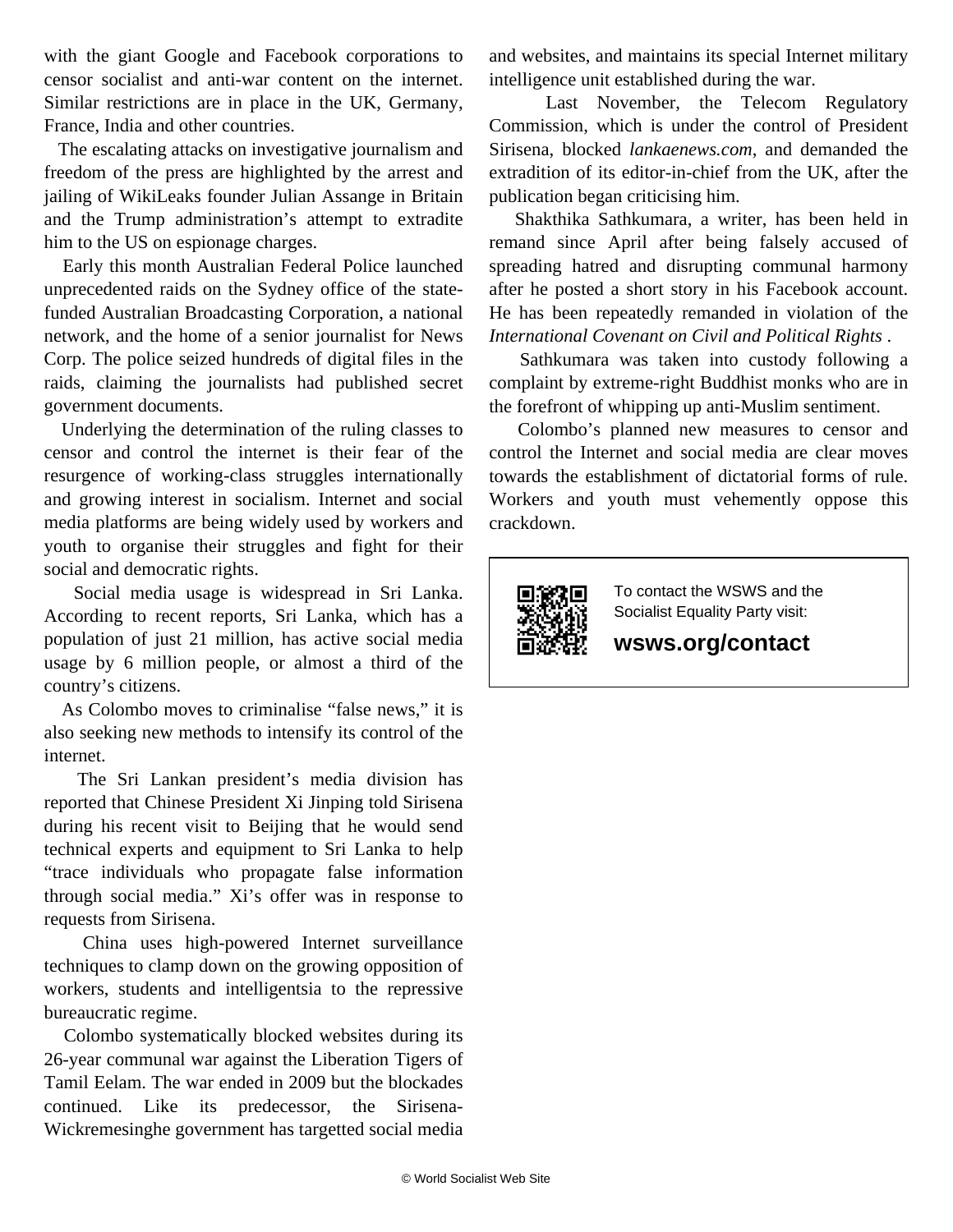with the giant Google and Facebook corporations to censor socialist and anti-war content on the internet. Similar restrictions are in place in the UK, Germany, France, India and other countries.

The escalating attacks on investigative journalism and freedom of the press are highlighted by the arrest and jailing of WikiLeaks founder Julian Assange in Britain and the Trump administration's attempt to extradite him to the US on espionage charges.

Early this month Australian Federal Police launched unprecedented raids on the Sydney office of the state-funded Australian Broadcasting Corporation, a national network, and the home of a senior journalist for News Corp. The police seized hundreds of digital files in the raids, claiming the journalists had published secret government documents.

Underlying the determination of the ruling classes to censor and control the internet is their fear of the resurgence of working-class struggles internationally and growing interest in socialism. Internet and social media platforms are being widely used by workers and youth to organise their struggles and fight for their social and democratic rights.

Social media usage is widespread in Sri Lanka. According to recent reports, Sri Lanka, which has a population of just 21 million, has active social media usage by 6 million people, or almost a third of the country's citizens.

As Colombo moves to criminalise "false news," it is also seeking new methods to intensify its control of the internet.

The Sri Lankan president's media division has reported that Chinese President Xi Jinping told Sirisena during his recent visit to Beijing that he would send technical experts and equipment to Sri Lanka to help "trace individuals who propagate false information through social media." Xi's offer was in response to requests from Sirisena.

China uses high-powered Internet surveillance techniques to clamp down on the growing opposition of workers, students and intelligentsia to the repressive bureaucratic regime.

Colombo systematically blocked websites during its 26-year communal war against the Liberation Tigers of Tamil Eelam. The war ended in 2009 but the blockades continued. Like its predecessor, the Sirisena-Wickremesinghe government has targetted social media and websites, and maintains its special Internet military intelligence unit established during the war.

Last November, the Telecom Regulatory Commission, which is under the control of President Sirisena, blocked *lankaenews.com*, and demanded the extradition of its editor-in-chief from the UK, after the publication began criticising him.

Shakthika Sathkumara, a writer, has been held in remand since April after being falsely accused of spreading hatred and disrupting communal harmony after he posted a short story in his Facebook account. He has been repeatedly remanded in violation of the *International Covenant on Civil and Political Rights* .

Sathkumara was taken into custody following a complaint by extreme-right Buddhist monks who are in the forefront of whipping up anti-Muslim sentiment.

Colombo's planned new measures to censor and control the Internet and social media are clear moves towards the establishment of dictatorial forms of rule. Workers and youth must vehemently oppose this crackdown.

To contact the WSWS and the Socialist Equality Party visit:

**wsws.org/contact**